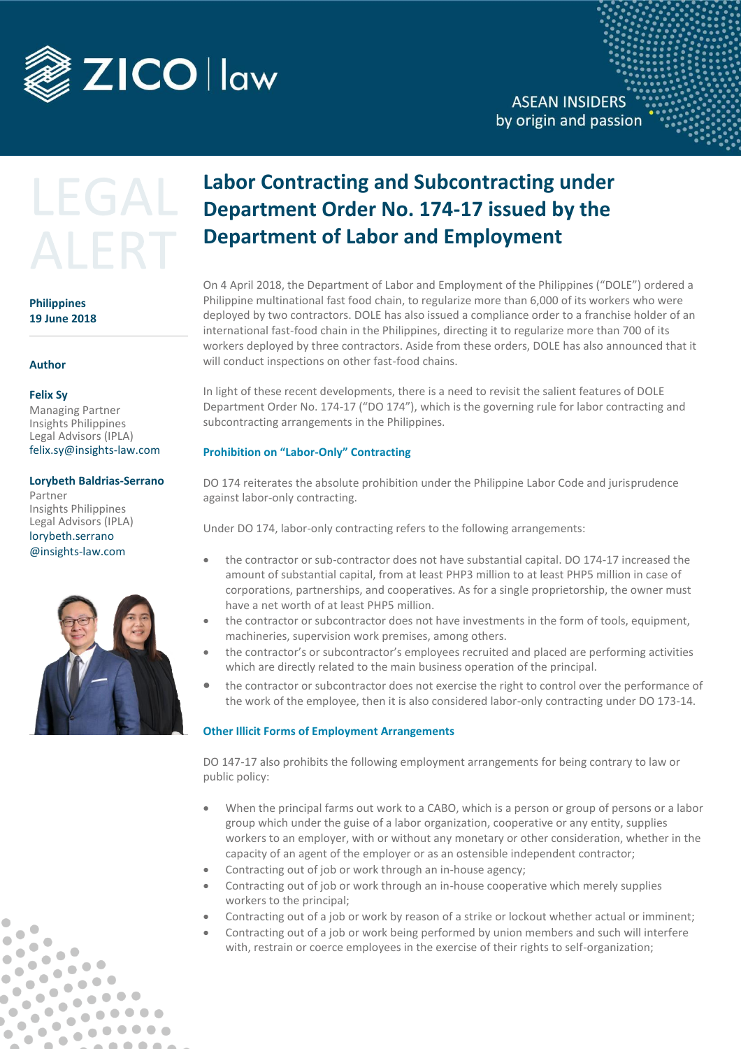ZICO | law

ASEAN INSIDERS
by origin and passion

LEGAL ALERT

**Philippines**
**19 June 2018**

**Author**

**Felix Sy**
Managing Partner
Insights Philippines
Legal Advisors (IPLA)
felix.sy@insights-law.com

**Lorybeth Baldrias-Serrano**
Partner
Insights Philippines
Legal Advisors (IPLA)
lorybeth.serrano@insights-law.com

# Labor Contracting and Subcontracting under Department Order No. 174-17 issued by the Department of Labor and Employment

On 4 April 2018, the Department of Labor and Employment of the Philippines ("DOLE") ordered a Philippine multinational fast food chain, to regularize more than 6,000 of its workers who were deployed by two contractors. DOLE has also issued a compliance order to a franchise holder of an international fast-food chain in the Philippines, directing it to regularize more than 700 of its workers deployed by three contractors. Aside from these orders, DOLE has also announced that it will conduct inspections on other fast-food chains.

In light of these recent developments, there is a need to revisit the salient features of DOLE Department Order No. 174-17 ("DO 174"), which is the governing rule for labor contracting and subcontracting arrangements in the Philippines.

### Prohibition on "Labor-Only" Contracting

DO 174 reiterates the absolute prohibition under the Philippine Labor Code and jurisprudence against labor-only contracting.

Under DO 174, labor-only contracting refers to the following arrangements:

- the contractor or sub-contractor does not have substantial capital. DO 174-17 increased the amount of substantial capital, from at least PHP3 million to at least PHP5 million in case of corporations, partnerships, and cooperatives. As for a single proprietorship, the owner must have a net worth of at least PHP5 million.
- the contractor or subcontractor does not have investments in the form of tools, equipment, machineries, supervision work premises, among others.
- the contractor's or subcontractor's employees recruited and placed are performing activities which are directly related to the main business operation of the principal.
- the contractor or subcontractor does not exercise the right to control over the performance of the work of the employee, then it is also considered labor-only contracting under DO 173-14.

### Other Illicit Forms of Employment Arrangements

DO 147-17 also prohibits the following employment arrangements for being contrary to law or public policy:

- When the principal farms out work to a CABO, which is a person or group of persons or a labor group which under the guise of a labor organization, cooperative or any entity, supplies workers to an employer, with or without any monetary or other consideration, whether in the capacity of an agent of the employer or as an ostensible independent contractor;
- Contracting out of job or work through an in-house agency;
- Contracting out of job or work through an in-house cooperative which merely supplies workers to the principal;
- Contracting out of a job or work by reason of a strike or lockout whether actual or imminent;
- Contracting out of a job or work being performed by union members and such will interfere with, restrain or coerce employees in the exercise of their rights to self-organization;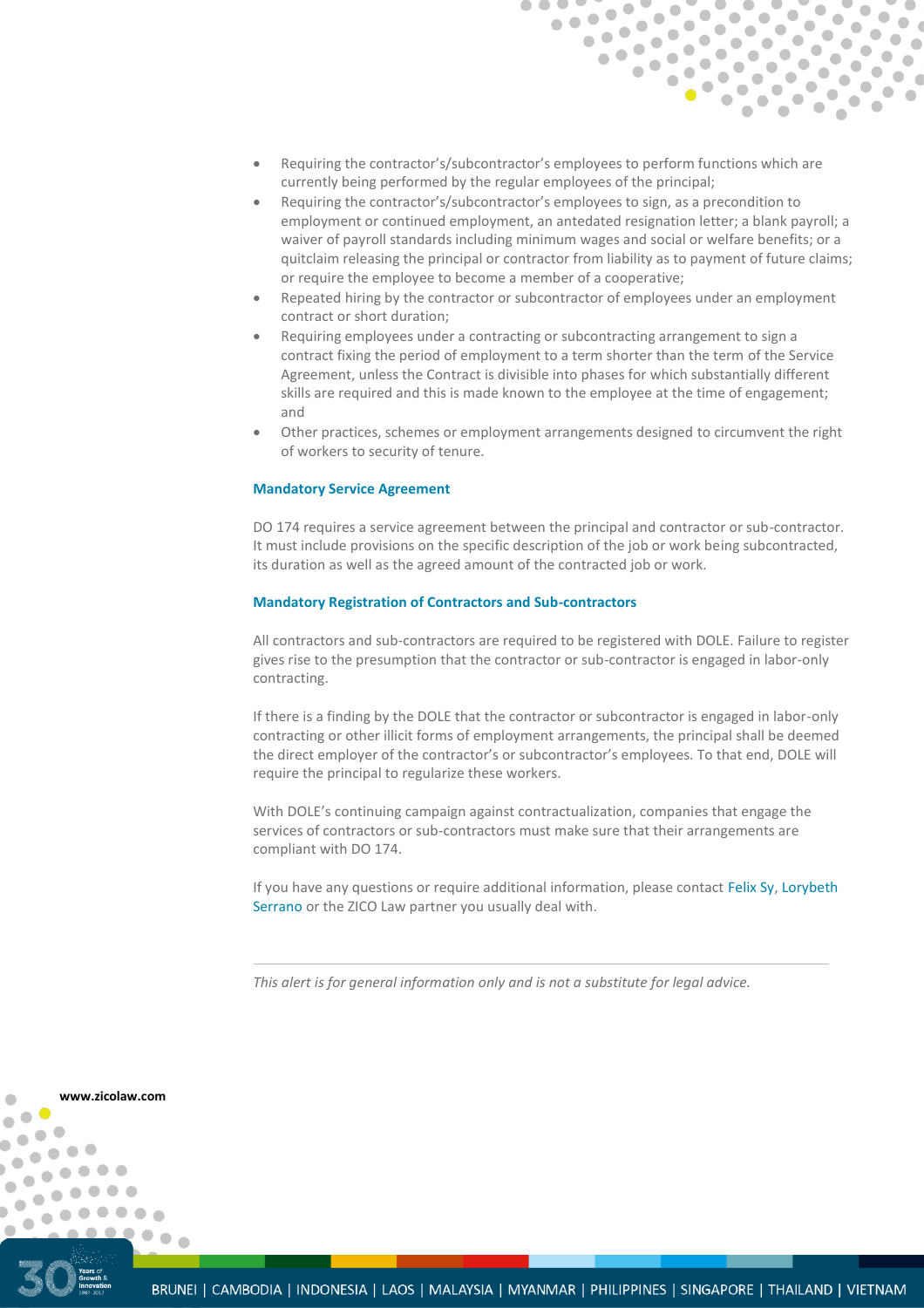- Requiring the contractor's/subcontractor's employees to perform functions which are currently being performed by the regular employees of the principal;
- Requiring the contractor's/subcontractor's employees to sign, as a precondition to employment or continued employment, an antedated resignation letter; a blank payroll; a waiver of payroll standards including minimum wages and social or welfare benefits; or a quitclaim releasing the principal or contractor from liability as to payment of future claims; or require the employee to become a member of a cooperative;
- Repeated hiring by the contractor or subcontractor of employees under an employment contract or short duration;
- Requiring employees under a contracting or subcontracting arrangement to sign a contract fixing the period of employment to a term shorter than the term of the Service Agreement, unless the Contract is divisible into phases for which substantially different skills are required and this is made known to the employee at the time of engagement; and
- Other practices, schemes or employment arrangements designed to circumvent the right of workers to security of tenure.

### Mandatory Service Agreement

DO 174 requires a service agreement between the principal and contractor or sub-contractor. It must include provisions on the specific description of the job or work being subcontracted, its duration as well as the agreed amount of the contracted job or work.

### Mandatory Registration of Contractors and Sub-contractors

All contractors and sub-contractors are required to be registered with DOLE. Failure to register gives rise to the presumption that the contractor or sub-contractor is engaged in labor-only contracting.

If there is a finding by the DOLE that the contractor or subcontractor is engaged in labor-only contracting or other illicit forms of employment arrangements, the principal shall be deemed the direct employer of the contractor's or subcontractor's employees. To that end, DOLE will require the principal to regularize these workers.

With DOLE's continuing campaign against contractualization, companies that engage the services of contractors or sub-contractors must make sure that their arrangements are compliant with DO 174.

If you have any questions or require additional information, please contact Felix Sy, Lorybeth Serrano or the ZICO Law partner you usually deal with.

---

*This alert is for general information only and is not a substitute for legal advice.*

www.zicolaw.com

BRUNEI | CAMBODIA | INDONESIA | LAOS | MALAYSIA | MYANMAR | PHILIPPINES | SINGAPORE | THAILAND | VIETNAM